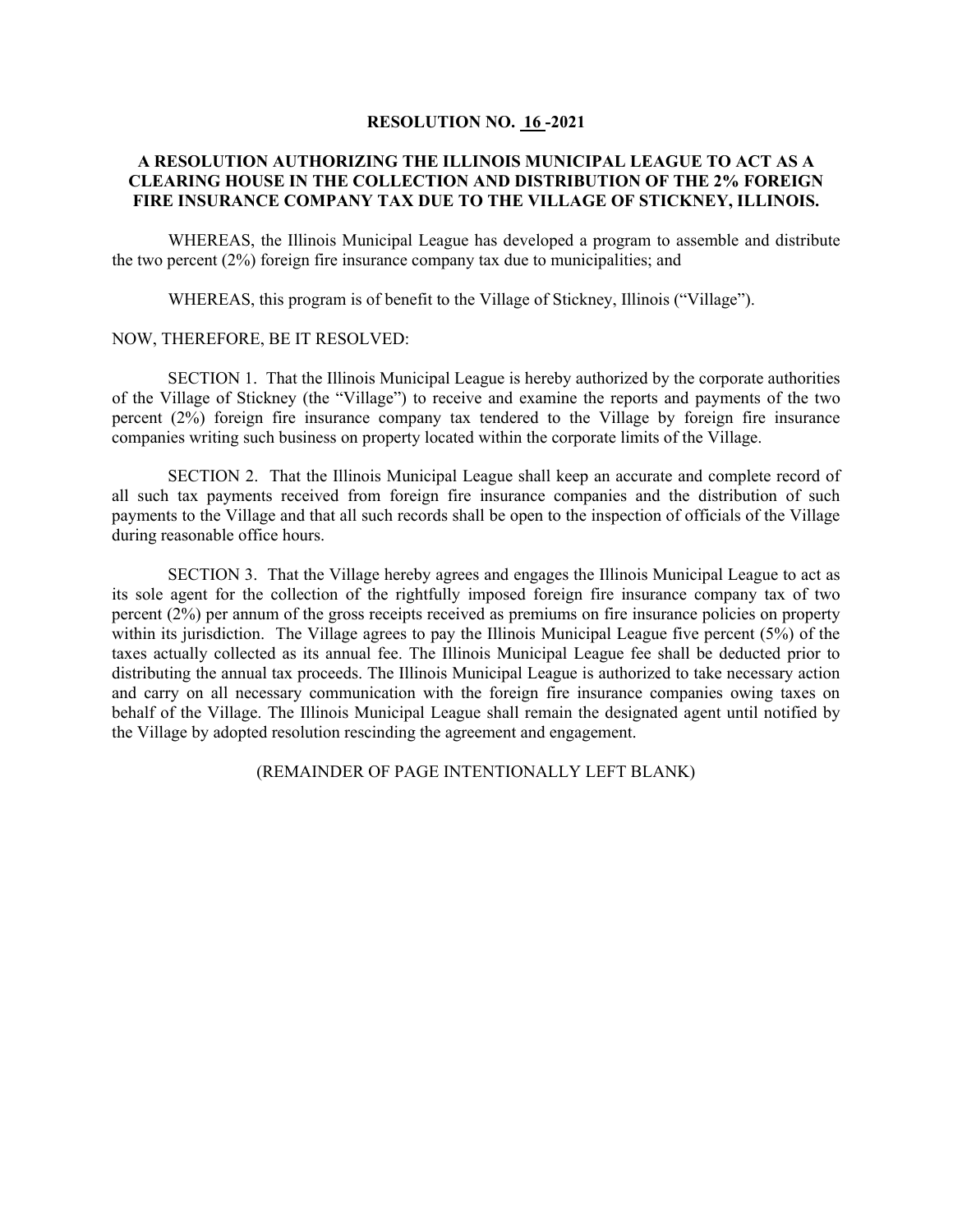**RESOLUTION NO. 16 -2021**

**A RESOLUTION AUTHORIZING THE ILLINOIS MUNICIPAL LEAGUE TO ACT AS A CLEARING HOUSE IN THE COLLECTION AND DISTRIBUTION OF THE 2% FOREIGN FIRE INSURANCE COMPANY TAX DUE TO THE VILLAGE OF STICKNEY, ILLINOIS.**

WHEREAS, the Illinois Municipal League has developed a program to assemble and distribute the two percent (2%) foreign fire insurance company tax due to municipalities; and

WHEREAS, this program is of benefit to the Village of Stickney, Illinois ("Village").

NOW, THEREFORE, BE IT RESOLVED:

SECTION 1. That the Illinois Municipal League is hereby authorized by the corporate authorities of the Village of Stickney (the "Village") to receive and examine the reports and payments of the two percent (2%) foreign fire insurance company tax tendered to the Village by foreign fire insurance companies writing such business on property located within the corporate limits of the Village.

SECTION 2. That the Illinois Municipal League shall keep an accurate and complete record of all such tax payments received from foreign fire insurance companies and the distribution of such payments to the Village and that all such records shall be open to the inspection of officials of the Village during reasonable office hours.

SECTION 3. That the Village hereby agrees and engages the Illinois Municipal League to act as its sole agent for the collection of the rightfully imposed foreign fire insurance company tax of two percent (2%) per annum of the gross receipts received as premiums on fire insurance policies on property within its jurisdiction. The Village agrees to pay the Illinois Municipal League five percent (5%) of the taxes actually collected as its annual fee. The Illinois Municipal League fee shall be deducted prior to distributing the annual tax proceeds. The Illinois Municipal League is authorized to take necessary action and carry on all necessary communication with the foreign fire insurance companies owing taxes on behalf of the Village. The Illinois Municipal League shall remain the designated agent until notified by the Village by adopted resolution rescinding the agreement and engagement.

(REMAINDER OF PAGE INTENTIONALLY LEFT BLANK)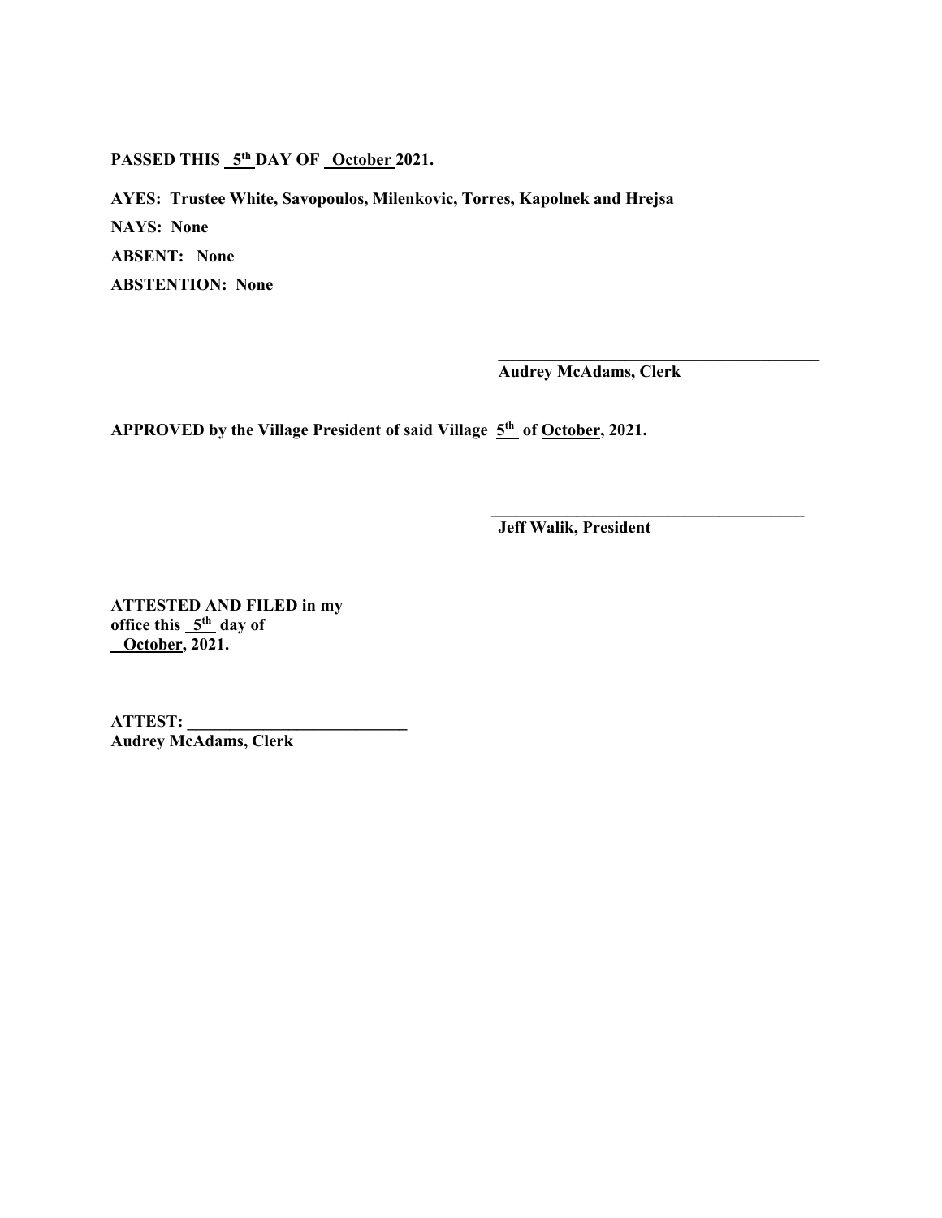**PASSED THIS 5th DAY OF October 2021.**

**AYES: Trustee White, Savopoulos, Milenkovic, Torres, Kapolnek and Hrejsa**

**NAYS: None**

**ABSENT: None**

**ABSTENTION: None**

**\_\_\_\_\_\_\_\_\_\_\_\_\_\_\_\_\_\_\_\_\_\_\_\_\_\_\_\_\_\_\_\_\_\_\_\_\_\_\_\_**
**Audrey McAdams, Clerk**

**APPROVED by the Village President of said Village 5th of October, 2021.**

**\_\_\_\_\_\_\_\_\_\_\_\_\_\_\_\_\_\_\_\_\_\_\_\_\_\_\_\_\_\_\_\_\_\_\_\_\_\_\_\_**
**Jeff Walik, President**

**ATTESTED AND FILED in my office this 5th day of October, 2021.**

**ATTEST: \_\_\_\_\_\_\_\_\_\_\_\_\_\_\_\_\_\_\_\_\_\_\_\_\_\_\_**
**Audrey McAdams, Clerk**